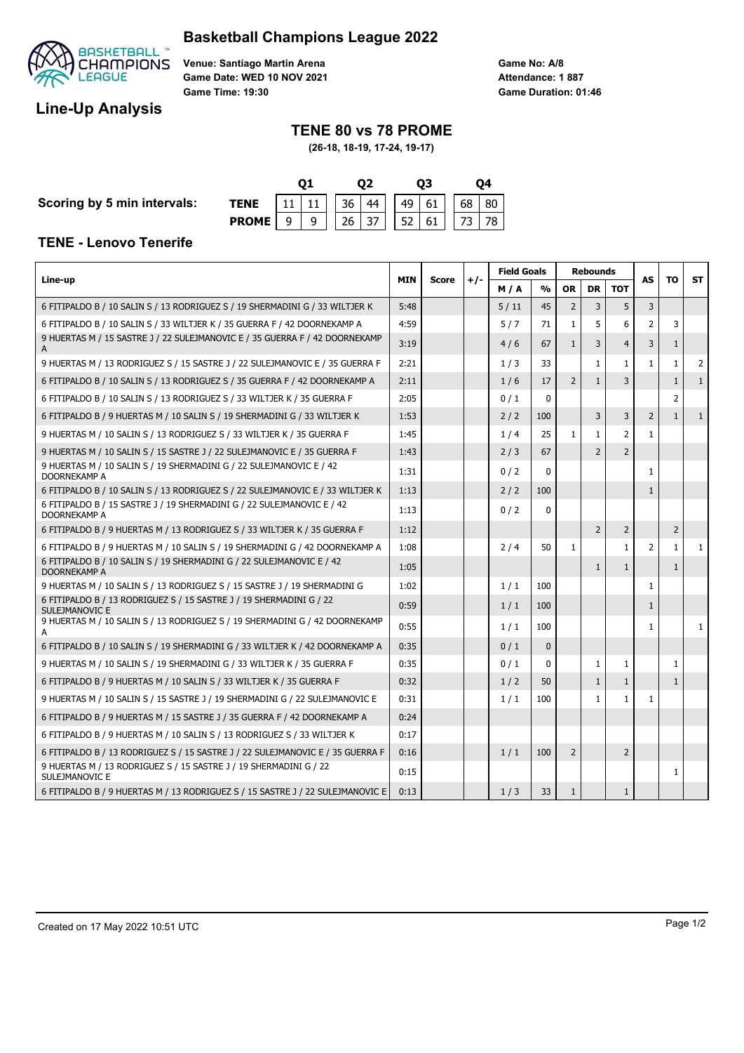# Basketball Champions League 2022

**Venue: Santiago Martin Arena**
**Game Date: WED 10 NOV 2021**
**Game Time: 19:30**

**Game No: A/8**
**Attendance: 1 887**
**Game Duration: 01:46**

## Line-Up Analysis

### TENE 80 vs 78 PROME

**(26-18, 18-19, 17-24, 19-17)**

**Scoring by 5 min intervals:**

| | Q1 | | Q2 | | Q3 | | Q4 | |
|---|---|---|---|---|---|---|---|---|
| **TENE** | 11 | 11 | 36 | 44 | 49 | 61 | 68 | 80 |
| **PROME** | 9 | 9 | 26 | 37 | 52 | 61 | 73 | 78 |

### TENE - Lenovo Tenerife

| Line-up | MIN | Score | +/- | Field Goals | | Rebounds | | | AS | TO | ST |
|---|---|---|---|---|---|---|---|---|---|---|---|
| | | | | M / A | % | OR | DR | TOT | | | |
| 6 FITIPALDO B / 10 SALIN S / 13 RODRIGUEZ S / 19 SHERMADINI G / 33 WILTJER K | 5:48 | | | 5 / 11 | 45 | 2 | 3 | 5 | 3 | | |
| 6 FITIPALDO B / 10 SALIN S / 33 WILTJER K / 35 GUERRA F / 42 DOORNEKAMP A | 4:59 | | | 5 / 7 | 71 | 1 | 5 | 6 | 2 | 3 | |
| 9 HUERTAS M / 15 SASTRE J / 22 SULEJMANOVIC E / 35 GUERRA F / 42 DOORNEKAMP A | 3:19 | | | 4 / 6 | 67 | 1 | 3 | 4 | 3 | 1 | |
| 9 HUERTAS M / 13 RODRIGUEZ S / 15 SASTRE J / 22 SULEJMANOVIC E / 35 GUERRA F | 2:21 | | | 1 / 3 | 33 | | 1 | 1 | 1 | 1 | 2 |
| 6 FITIPALDO B / 10 SALIN S / 13 RODRIGUEZ S / 35 GUERRA F / 42 DOORNEKAMP A | 2:11 | | | 1 / 6 | 17 | 2 | 1 | 3 | | 1 | 1 |
| 6 FITIPALDO B / 10 SALIN S / 13 RODRIGUEZ S / 33 WILTJER K / 35 GUERRA F | 2:05 | | | 0 / 1 | 0 | | | | | 2 | |
| 6 FITIPALDO B / 9 HUERTAS M / 10 SALIN S / 19 SHERMADINI G / 33 WILTJER K | 1:53 | | | 2 / 2 | 100 | | 3 | 3 | 2 | 1 | 1 |
| 9 HUERTAS M / 10 SALIN S / 13 RODRIGUEZ S / 33 WILTJER K / 35 GUERRA F | 1:45 | | | 1 / 4 | 25 | 1 | 1 | 2 | 1 | | |
| 9 HUERTAS M / 10 SALIN S / 15 SASTRE J / 22 SULEJMANOVIC E / 35 GUERRA F | 1:43 | | | 2 / 3 | 67 | | 2 | 2 | | | |
| 9 HUERTAS M / 10 SALIN S / 19 SHERMADINI G / 22 SULEJMANOVIC E / 42 DOORNEKAMP A | 1:31 | | | 0 / 2 | 0 | | | | 1 | | |
| 6 FITIPALDO B / 10 SALIN S / 13 RODRIGUEZ S / 22 SULEJMANOVIC E / 33 WILTJER K | 1:13 | | | 2 / 2 | 100 | | | | 1 | | |
| 6 FITIPALDO B / 15 SASTRE J / 19 SHERMADINI G / 22 SULEJMANOVIC E / 42 DOORNEKAMP A | 1:13 | | | 0 / 2 | 0 | | | | | | |
| 6 FITIPALDO B / 9 HUERTAS M / 13 RODRIGUEZ S / 33 WILTJER K / 35 GUERRA F | 1:12 | | | | | | 2 | 2 | | 2 | |
| 6 FITIPALDO B / 9 HUERTAS M / 10 SALIN S / 19 SHERMADINI G / 42 DOORNEKAMP A | 1:08 | | | 2 / 4 | 50 | 1 | | 1 | 2 | 1 | 1 |
| 6 FITIPALDO B / 10 SALIN S / 19 SHERMADINI G / 22 SULEJMANOVIC E / 42 DOORNEKAMP A | 1:05 | | | | | | 1 | 1 | | 1 | |
| 9 HUERTAS M / 10 SALIN S / 13 RODRIGUEZ S / 15 SASTRE J / 19 SHERMADINI G | 1:02 | | | 1 / 1 | 100 | | | | 1 | | |
| 6 FITIPALDO B / 13 RODRIGUEZ S / 15 SASTRE J / 19 SHERMADINI G / 22 SULEJMANOVIC E | 0:59 | | | 1 / 1 | 100 | | | | 1 | | |
| 9 HUERTAS M / 10 SALIN S / 13 RODRIGUEZ S / 19 SHERMADINI G / 42 DOORNEKAMP A | 0:55 | | | 1 / 1 | 100 | | | | 1 | | 1 |
| 6 FITIPALDO B / 10 SALIN S / 19 SHERMADINI G / 33 WILTJER K / 42 DOORNEKAMP A | 0:35 | | | 0 / 1 | 0 | | | | | | |
| 9 HUERTAS M / 10 SALIN S / 19 SHERMADINI G / 33 WILTJER K / 35 GUERRA F | 0:35 | | | 0 / 1 | 0 | | 1 | 1 | | 1 | |
| 6 FITIPALDO B / 9 HUERTAS M / 10 SALIN S / 33 WILTJER K / 35 GUERRA F | 0:32 | | | 1 / 2 | 50 | | 1 | 1 | | 1 | |
| 9 HUERTAS M / 10 SALIN S / 15 SASTRE J / 19 SHERMADINI G / 22 SULEJMANOVIC E | 0:31 | | | 1 / 1 | 100 | | 1 | 1 | 1 | | |
| 6 FITIPALDO B / 9 HUERTAS M / 15 SASTRE J / 35 GUERRA F / 42 DOORNEKAMP A | 0:24 | | | | | | | | | | |
| 6 FITIPALDO B / 9 HUERTAS M / 10 SALIN S / 13 RODRIGUEZ S / 33 WILTJER K | 0:17 | | | | | | | | | | |
| 6 FITIPALDO B / 13 RODRIGUEZ S / 15 SASTRE J / 22 SULEJMANOVIC E / 35 GUERRA F | 0:16 | | | 1 / 1 | 100 | 2 | | 2 | | | |
| 9 HUERTAS M / 13 RODRIGUEZ S / 15 SASTRE J / 19 SHERMADINI G / 22 SULEJMANOVIC E | 0:15 | | | | | | | | | 1 | |
| 6 FITIPALDO B / 9 HUERTAS M / 13 RODRIGUEZ S / 15 SASTRE J / 22 SULEJMANOVIC E | 0:13 | | | 1 / 3 | 33 | 1 | | 1 | | | |

Created on 17 May 2022 10:51 UTC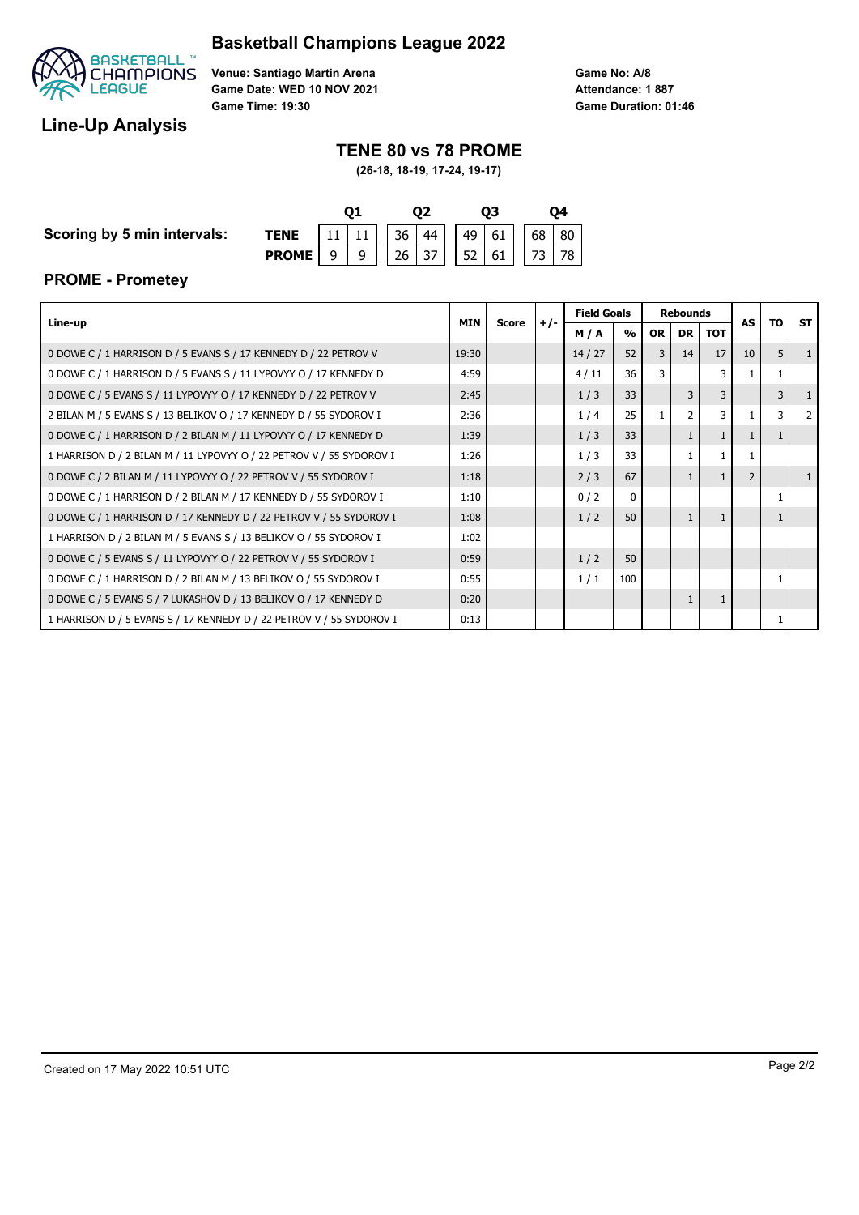## Basketball Champions League 2022

**Venue: Santiago Martin Arena**
**Game Date: WED 10 NOV 2021**
**Game Time: 19:30**

**Game No: A/8**
**Attendance: 1 887**
**Game Duration: 01:46**

## Line-Up Analysis

### TENE 80 vs 78 PROME

**(26-18, 18-19, 17-24, 19-17)**

**Scoring by 5 min intervals:**

| | Q1 | | Q2 | | Q3 | | Q4 | |
|---|---|---|---|---|---|---|---|---|
| **TENE** | 11 | 11 | 36 | 44 | 49 | 61 | 68 | 80 |
| **PROME** | 9 | 9 | 26 | 37 | 52 | 61 | 73 | 78 |

### PROME - Prometey

| Line-up | MIN | Score | +/- | Field Goals | | Rebounds | | | AS | TO | ST |
|---|---|---|---|---|---|---|---|---|---|---|---|
| | | | | M / A | % | OR | DR | TOT | | | |
| 0 DOWE C / 1 HARRISON D / 5 EVANS S / 17 KENNEDY D / 22 PETROV V | 19:30 | | | 14 / 27 | 52 | 3 | 14 | 17 | 10 | 5 | 1 |
| 0 DOWE C / 1 HARRISON D / 5 EVANS S / 11 LYPOVYY O / 17 KENNEDY D | 4:59 | | | 4 / 11 | 36 | 3 | | 3 | 1 | 1 | |
| 0 DOWE C / 5 EVANS S / 11 LYPOVYY O / 17 KENNEDY D / 22 PETROV V | 2:45 | | | 1 / 3 | 33 | | 3 | 3 | | 3 | 1 |
| 2 BILAN M / 5 EVANS S / 13 BELIKOV O / 17 KENNEDY D / 55 SYDOROV I | 2:36 | | | 1 / 4 | 25 | 1 | 2 | 3 | 1 | 3 | 2 |
| 0 DOWE C / 1 HARRISON D / 2 BILAN M / 11 LYPOVYY O / 17 KENNEDY D | 1:39 | | | 1 / 3 | 33 | | 1 | 1 | 1 | 1 | |
| 1 HARRISON D / 2 BILAN M / 11 LYPOVYY O / 22 PETROV V / 55 SYDOROV I | 1:26 | | | 1 / 3 | 33 | | 1 | 1 | 1 | | |
| 0 DOWE C / 2 BILAN M / 11 LYPOVYY O / 22 PETROV V / 55 SYDOROV I | 1:18 | | | 2 / 3 | 67 | | 1 | 1 | 2 | | 1 |
| 0 DOWE C / 1 HARRISON D / 2 BILAN M / 17 KENNEDY D / 55 SYDOROV I | 1:10 | | | 0 / 2 | 0 | | | | | 1 | |
| 0 DOWE C / 1 HARRISON D / 17 KENNEDY D / 22 PETROV V / 55 SYDOROV I | 1:08 | | | 1 / 2 | 50 | | 1 | 1 | | 1 | |
| 1 HARRISON D / 2 BILAN M / 5 EVANS S / 13 BELIKOV O / 55 SYDOROV I | 1:02 | | | | | | | | | | |
| 0 DOWE C / 5 EVANS S / 11 LYPOVYY O / 22 PETROV V / 55 SYDOROV I | 0:59 | | | 1 / 2 | 50 | | | | | | |
| 0 DOWE C / 1 HARRISON D / 2 BILAN M / 13 BELIKOV O / 55 SYDOROV I | 0:55 | | | 1 / 1 | 100 | | | | | 1 | |
| 0 DOWE C / 5 EVANS S / 7 LUKASHOV D / 13 BELIKOV O / 17 KENNEDY D | 0:20 | | | | | | 1 | 1 | | | |
| 1 HARRISON D / 5 EVANS S / 17 KENNEDY D / 22 PETROV V / 55 SYDOROV I | 0:13 | | | | | | | | | 1 | |

Created on 17 May 2022 10:51 UTC